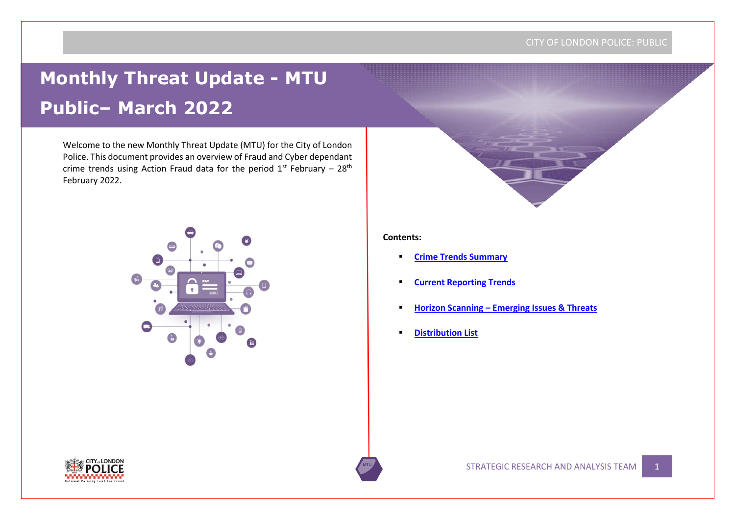# Monthly Threat Update - MTU Public– March 2022

Welcome to the new Monthly Threat Update (MTU) for the City of London Police. This document provides an overview of Fraud and Cyber dependant crime trends using Action Fraud data for the period 1st February – 28th February 2022.

**Contents:**

- **Crime Trends Summary**
- **Current Reporting Trends**
- **Horizon Scanning – Emerging Issues & Threats**
- **Distribution List**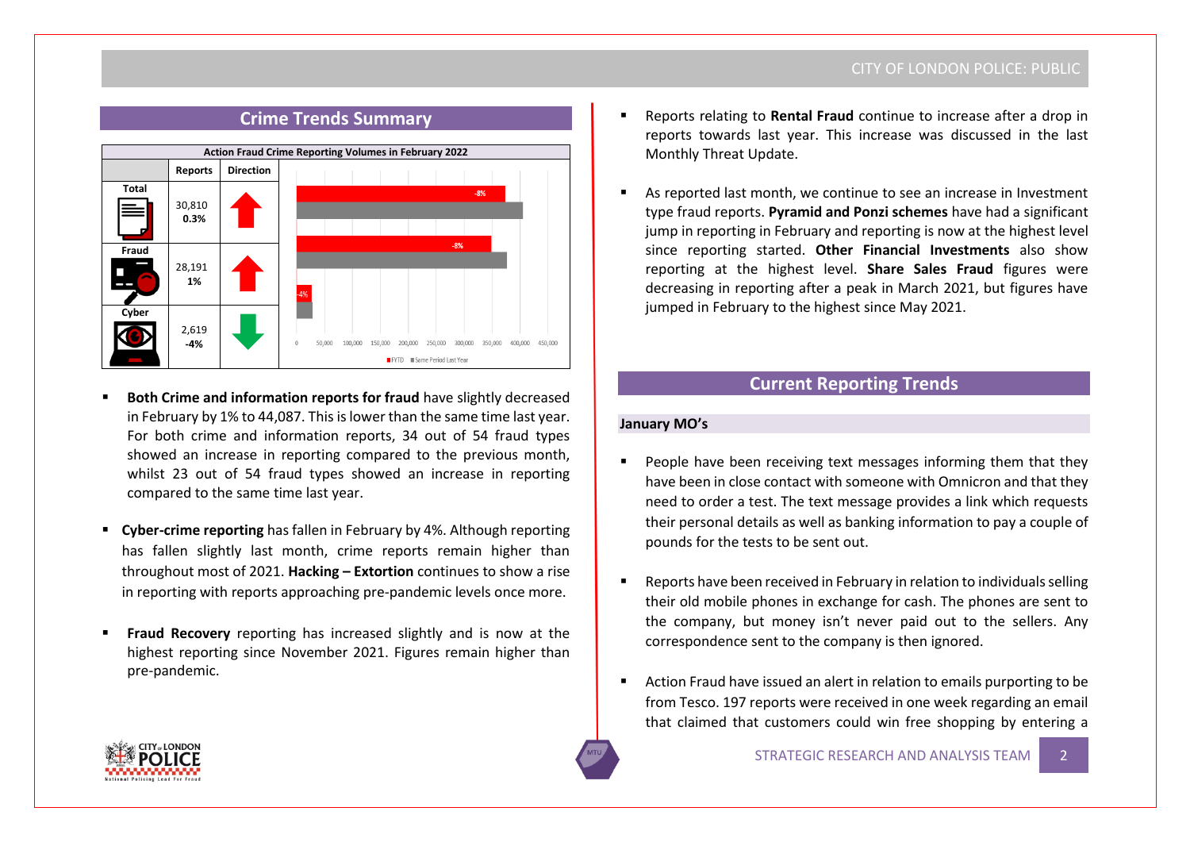## Crime Trends Summary

| Action Fraud Crime Reporting Volumes in February 2022 | | |
|---|---|---|
| | Reports | Direction |
| Total | 30,810 **0.3%** | ↑ |
| Fraud | 28,191 **1%** | ↑ |
| Cyber | 2,619 **-4%** | ↓ |

- **Both Crime and information reports for fraud** have slightly decreased in February by 1% to 44,087. This is lower than the same time last year. For both crime and information reports, 34 out of 54 fraud types showed an increase in reporting compared to the previous month, whilst 23 out of 54 fraud types showed an increase in reporting compared to the same time last year.

- **Cyber-crime reporting** has fallen in February by 4%. Although reporting has fallen slightly last month, crime reports remain higher than throughout most of 2021. **Hacking – Extortion** continues to show a rise in reporting with reports approaching pre-pandemic levels once more.

- **Fraud Recovery** reporting has increased slightly and is now at the highest reporting since November 2021. Figures remain higher than pre-pandemic.

- Reports relating to **Rental Fraud** continue to increase after a drop in reports towards last year. This increase was discussed in the last Monthly Threat Update.

- As reported last month, we continue to see an increase in Investment type fraud reports. **Pyramid and Ponzi schemes** have had a significant jump in reporting in February and reporting is now at the highest level since reporting started. **Other Financial Investments** also show reporting at the highest level. **Share Sales Fraud** figures were decreasing in reporting after a peak in March 2021, but figures have jumped in February to the highest since May 2021.

## Current Reporting Trends

### January MO's

- People have been receiving text messages informing them that they have been in close contact with someone with Omnicron and that they need to order a test. The text message provides a link which requests their personal details as well as banking information to pay a couple of pounds for the tests to be sent out.

- Reports have been received in February in relation to individuals selling their old mobile phones in exchange for cash. The phones are sent to the company, but money isn't never paid out to the sellers. Any correspondence sent to the company is then ignored.

- Action Fraud have issued an alert in relation to emails purporting to be from Tesco. 197 reports were received in one week regarding an email that claimed that customers could win free shopping by entering a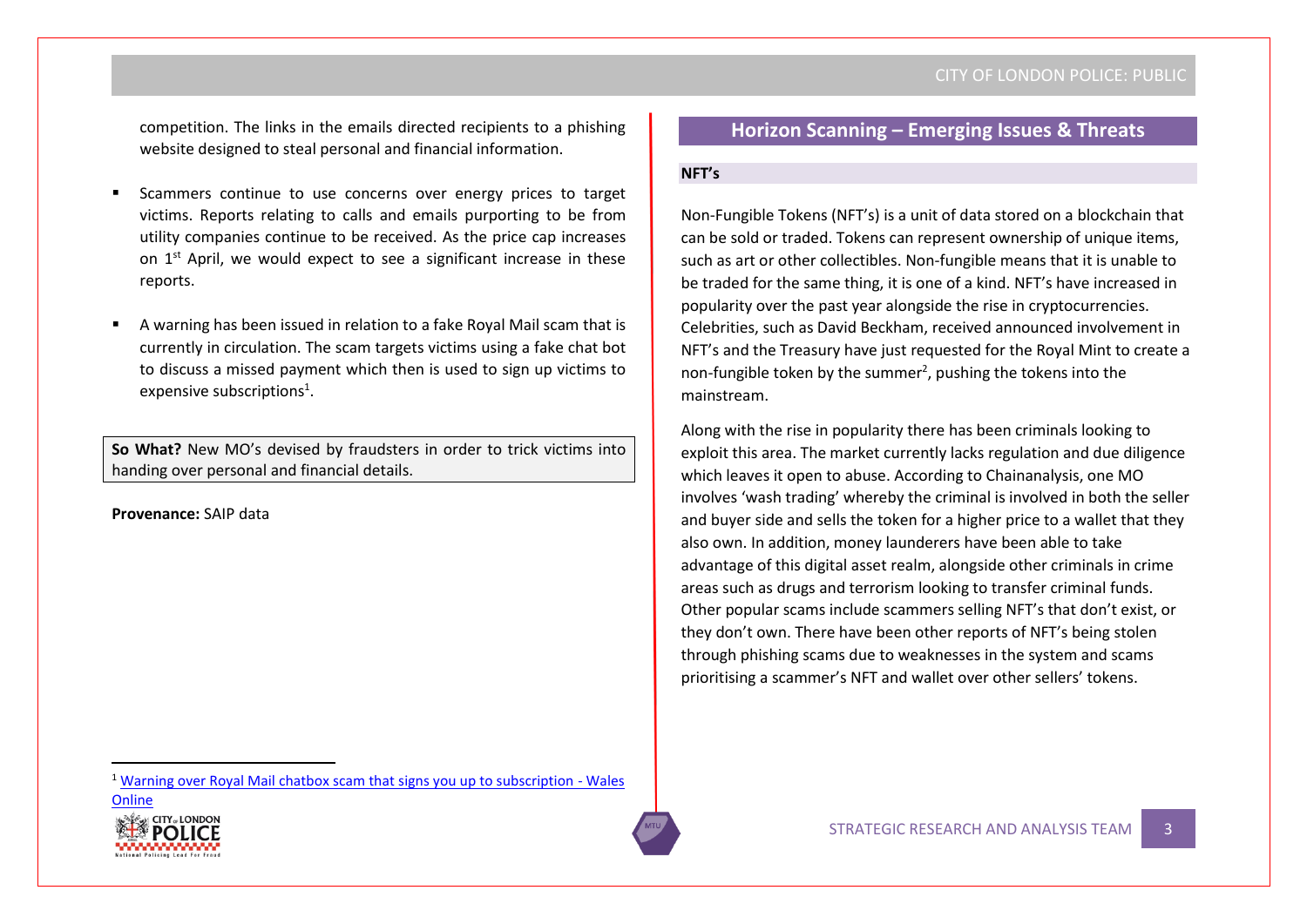competition. The links in the emails directed recipients to a phishing website designed to steal personal and financial information.

- Scammers continue to use concerns over energy prices to target victims. Reports relating to calls and emails purporting to be from utility companies continue to be received. As the price cap increases on 1st April, we would expect to see a significant increase in these reports.

- A warning has been issued in relation to a fake Royal Mail scam that is currently in circulation. The scam targets victims using a fake chat bot to discuss a missed payment which then is used to sign up victims to expensive subscriptions[1].

**So What?** New MO's devised by fraudsters in order to trick victims into handing over personal and financial details.

**Provenance:** SAIP data

## Horizon Scanning – Emerging Issues & Threats

### NFT's

Non-Fungible Tokens (NFT's) is a unit of data stored on a blockchain that can be sold or traded. Tokens can represent ownership of unique items, such as art or other collectibles. Non-fungible means that it is unable to be traded for the same thing, it is one of a kind. NFT's have increased in popularity over the past year alongside the rise in cryptocurrencies. Celebrities, such as David Beckham, received announced involvement in NFT's and the Treasury have just requested for the Royal Mint to create a non-fungible token by the summer[2], pushing the tokens into the mainstream.

Along with the rise in popularity there has been criminals looking to exploit this area. The market currently lacks regulation and due diligence which leaves it open to abuse. According to Chainanalysis, one MO involves 'wash trading' whereby the criminal is involved in both the seller and buyer side and sells the token for a higher price to a wallet that they also own. In addition, money launderers have been able to take advantage of this digital asset realm, alongside other criminals in crime areas such as drugs and terrorism looking to transfer criminal funds. Other popular scams include scammers selling NFT's that don't exist, or they don't own. There have been other reports of NFT's being stolen through phishing scams due to weaknesses in the system and scams prioritising a scammer's NFT and wallet over other sellers' tokens.

[1] Warning over Royal Mail chatbox scam that signs you up to subscription - Wales Online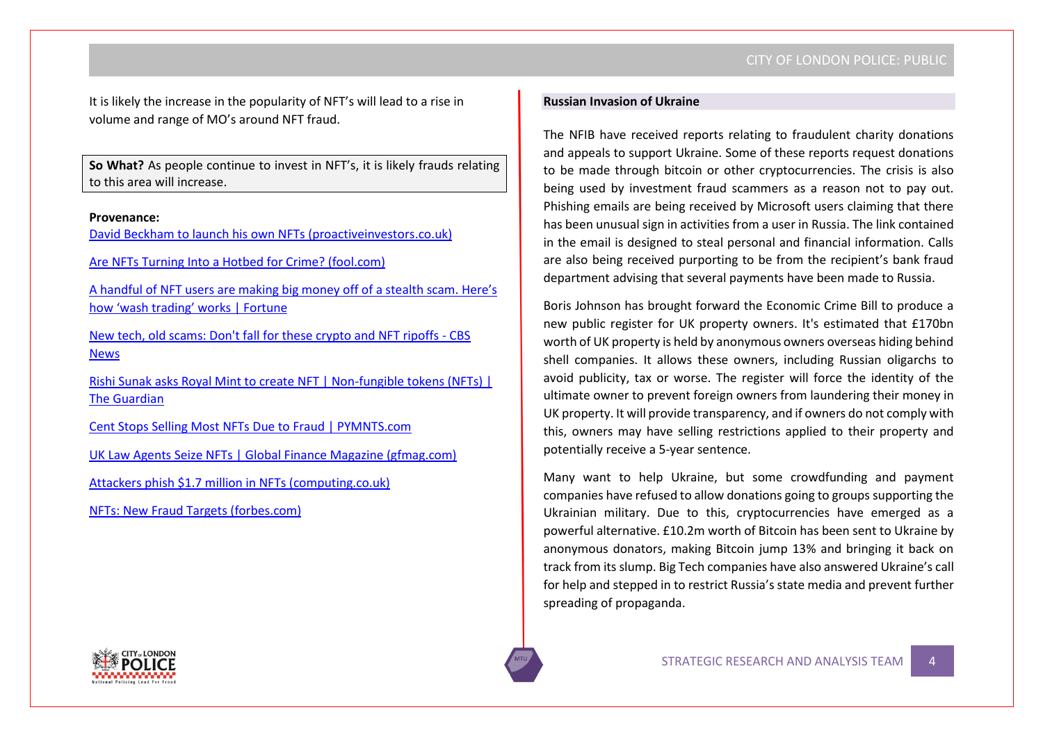It is likely the increase in the popularity of NFT's will lead to a rise in volume and range of MO's around NFT fraud.

**So What?** As people continue to invest in NFT's, it is likely frauds relating to this area will increase.

**Provenance:**

David Beckham to launch his own NFTs (proactiveinvestors.co.uk)

Are NFTs Turning Into a Hotbed for Crime? (fool.com)

A handful of NFT users are making big money off of a stealth scam. Here's how 'wash trading' works | Fortune

New tech, old scams: Don't fall for these crypto and NFT ripoffs - CBS News

Rishi Sunak asks Royal Mint to create NFT | Non-fungible tokens (NFTs) | The Guardian

Cent Stops Selling Most NFTs Due to Fraud | PYMNTS.com

UK Law Agents Seize NFTs | Global Finance Magazine (gfmag.com)

Attackers phish $1.7 million in NFTs (computing.co.uk)

NFTs: New Fraud Targets (forbes.com)

### Russian Invasion of Ukraine

The NFIB have received reports relating to fraudulent charity donations and appeals to support Ukraine. Some of these reports request donations to be made through bitcoin or other cryptocurrencies. The crisis is also being used by investment fraud scammers as a reason not to pay out. Phishing emails are being received by Microsoft users claiming that there has been unusual sign in activities from a user in Russia. The link contained in the email is designed to steal personal and financial information. Calls are also being received purporting to be from the recipient's bank fraud department advising that several payments have been made to Russia.

Boris Johnson has brought forward the Economic Crime Bill to produce a new public register for UK property owners. It's estimated that £170bn worth of UK property is held by anonymous owners overseas hiding behind shell companies. It allows these owners, including Russian oligarchs to avoid publicity, tax or worse. The register will force the identity of the ultimate owner to prevent foreign owners from laundering their money in UK property. It will provide transparency, and if owners do not comply with this, owners may have selling restrictions applied to their property and potentially receive a 5-year sentence.

Many want to help Ukraine, but some crowdfunding and payment companies have refused to allow donations going to groups supporting the Ukrainian military. Due to this, cryptocurrencies have emerged as a powerful alternative. £10.2m worth of Bitcoin has been sent to Ukraine by anonymous donators, making Bitcoin jump 13% and bringing it back on track from its slump. Big Tech companies have also answered Ukraine's call for help and stepped in to restrict Russia's state media and prevent further spreading of propaganda.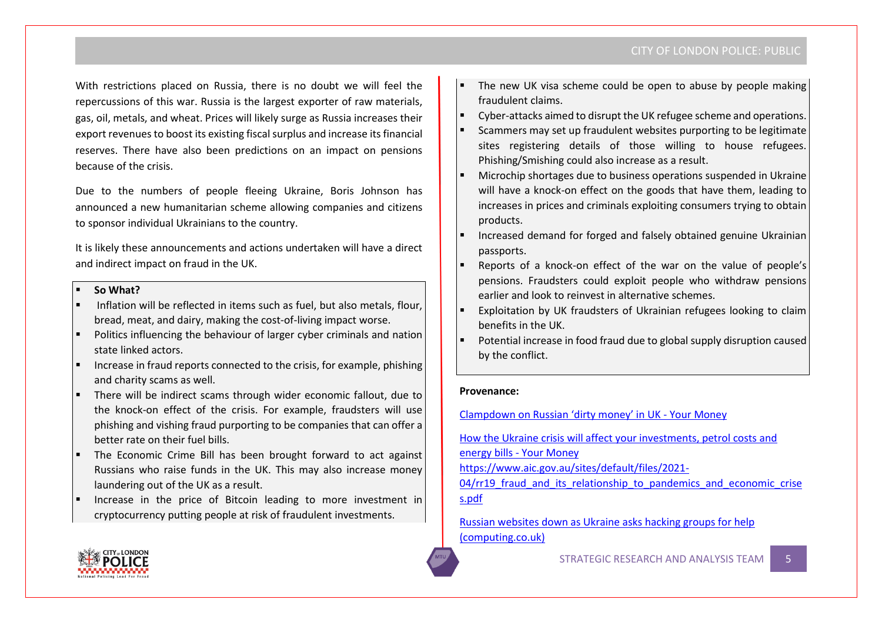With restrictions placed on Russia, there is no doubt we will feel the repercussions of this war. Russia is the largest exporter of raw materials, gas, oil, metals, and wheat. Prices will likely surge as Russia increases their export revenues to boost its existing fiscal surplus and increase its financial reserves. There have also been predictions on an impact on pensions because of the crisis.

Due to the numbers of people fleeing Ukraine, Boris Johnson has announced a new humanitarian scheme allowing companies and citizens to sponsor individual Ukrainians to the country.

It is likely these announcements and actions undertaken will have a direct and indirect impact on fraud in the UK.

- **So What?**
- Inflation will be reflected in items such as fuel, but also metals, flour, bread, meat, and dairy, making the cost-of-living impact worse.
- Politics influencing the behaviour of larger cyber criminals and nation state linked actors.
- Increase in fraud reports connected to the crisis, for example, phishing and charity scams as well.
- There will be indirect scams through wider economic fallout, due to the knock-on effect of the crisis. For example, fraudsters will use phishing and vishing fraud purporting to be companies that can offer a better rate on their fuel bills.
- The Economic Crime Bill has been brought forward to act against Russians who raise funds in the UK. This may also increase money laundering out of the UK as a result.
- Increase in the price of Bitcoin leading to more investment in cryptocurrency putting people at risk of fraudulent investments.
- The new UK visa scheme could be open to abuse by people making fraudulent claims.
- Cyber-attacks aimed to disrupt the UK refugee scheme and operations.
- Scammers may set up fraudulent websites purporting to be legitimate sites registering details of those willing to house refugees. Phishing/Smishing could also increase as a result.
- Microchip shortages due to business operations suspended in Ukraine will have a knock-on effect on the goods that have them, leading to increases in prices and criminals exploiting consumers trying to obtain products.
- Increased demand for forged and falsely obtained genuine Ukrainian passports.
- Reports of a knock-on effect of the war on the value of people's pensions. Fraudsters could exploit people who withdraw pensions earlier and look to reinvest in alternative schemes.
- Exploitation by UK fraudsters of Ukrainian refugees looking to claim benefits in the UK.
- Potential increase in food fraud due to global supply disruption caused by the conflict.

**Provenance:**

Clampdown on Russian 'dirty money' in UK - Your Money

How the Ukraine crisis will affect your investments, petrol costs and energy bills - Your Money

https://www.aic.gov.au/sites/default/files/2021-04/rr19_fraud_and_its_relationship_to_pandemics_and_economic_crises.pdf

Russian websites down as Ukraine asks hacking groups for help (computing.co.uk)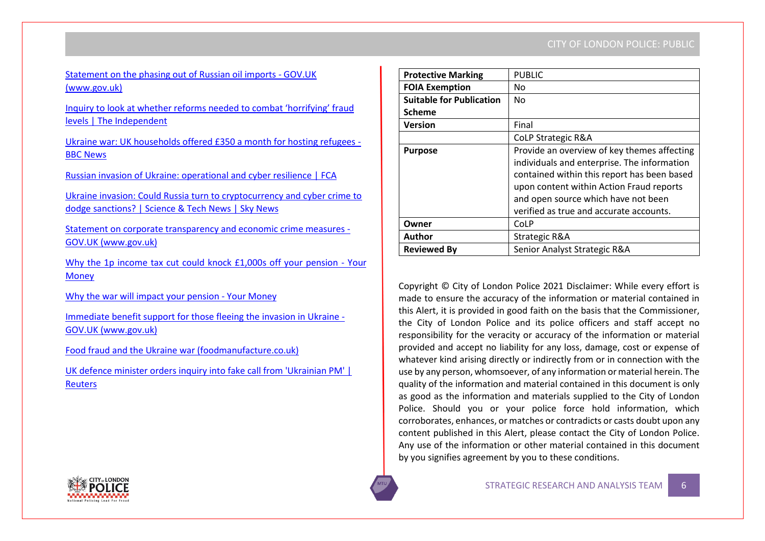Statement on the phasing out of Russian oil imports - GOV.UK (www.gov.uk)

Inquiry to look at whether reforms needed to combat 'horrifying' fraud levels | The Independent

Ukraine war: UK households offered £350 a month for hosting refugees - BBC News

Russian invasion of Ukraine: operational and cyber resilience | FCA

Ukraine invasion: Could Russia turn to cryptocurrency and cyber crime to dodge sanctions? | Science & Tech News | Sky News

Statement on corporate transparency and economic crime measures - GOV.UK (www.gov.uk)

Why the 1p income tax cut could knock £1,000s off your pension - Your Money

Why the war will impact your pension - Your Money

Immediate benefit support for those fleeing the invasion in Ukraine - GOV.UK (www.gov.uk)

Food fraud and the Ukraine war (foodmanufacture.co.uk)

UK defence minister orders inquiry into fake call from 'Ukrainian PM' | Reuters

| | |
|---|---|
| **Protective Marking** | PUBLIC |
| **FOIA Exemption** | No |
| **Suitable for Publication Scheme** | No |
| **Version** | Final |
| | CoLP Strategic R&A |
| **Purpose** | Provide an overview of key themes affecting individuals and enterprise. The information contained within this report has been based upon content within Action Fraud reports and open source which have not been verified as true and accurate accounts. |
| **Owner** | CoLP |
| **Author** | Strategic R&A |
| **Reviewed By** | Senior Analyst Strategic R&A |

Copyright © City of London Police 2021 Disclaimer: While every effort is made to ensure the accuracy of the information or material contained in this Alert, it is provided in good faith on the basis that the Commissioner, the City of London Police and its police officers and staff accept no responsibility for the veracity or accuracy of the information or material provided and accept no liability for any loss, damage, cost or expense of whatever kind arising directly or indirectly from or in connection with the use by any person, whomsoever, of any information or material herein. The quality of the information and material contained in this document is only as good as the information and materials supplied to the City of London Police. Should you or your police force hold information, which corroborates, enhances, or matches or contradicts or casts doubt upon any content published in this Alert, please contact the City of London Police. Any use of the information or other material contained in this document by you signifies agreement by you to these conditions.